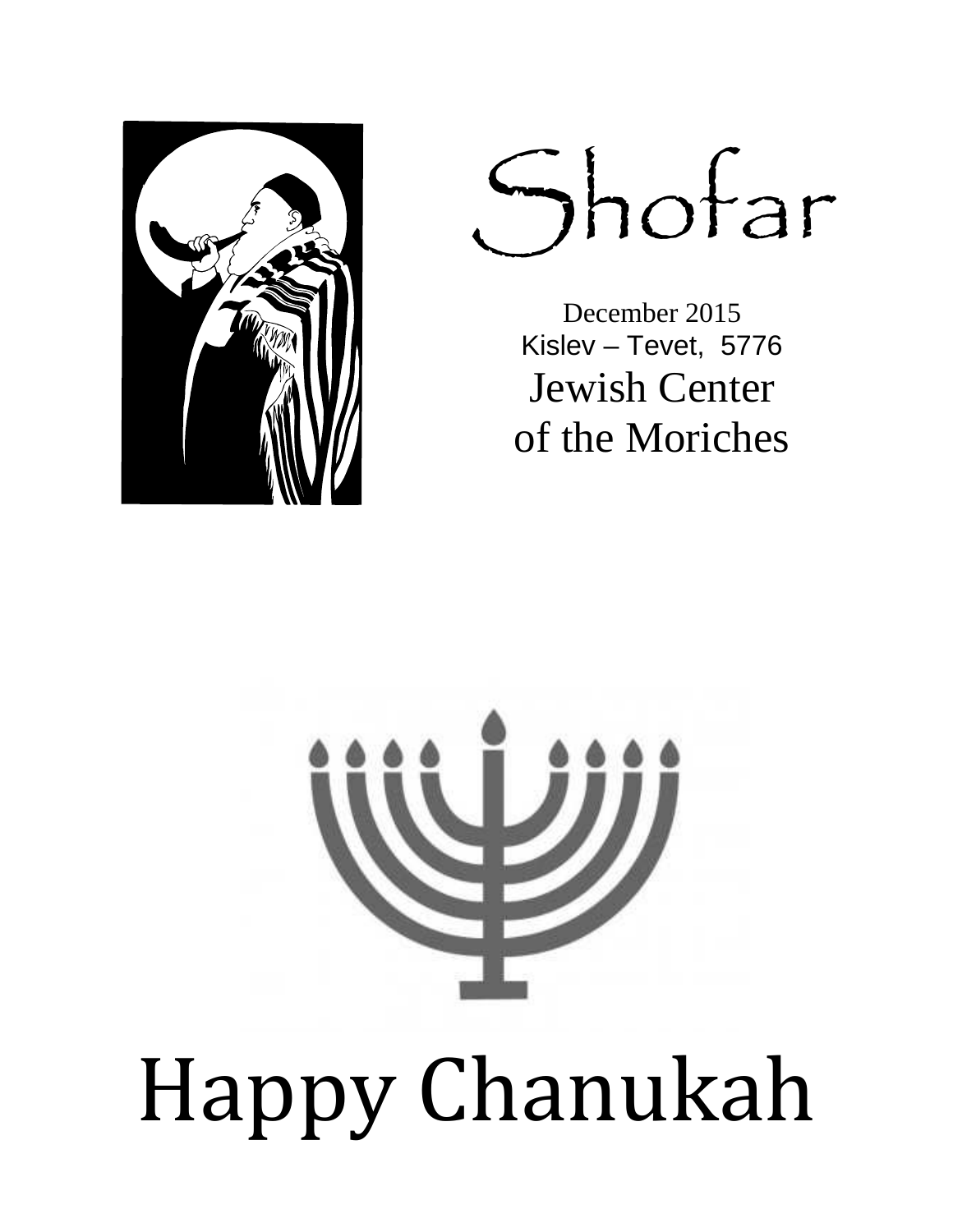# Shofar

December 2015
Kislev – Tevet, 5776

Jewish Center of the Moriches

# Happy Chanukah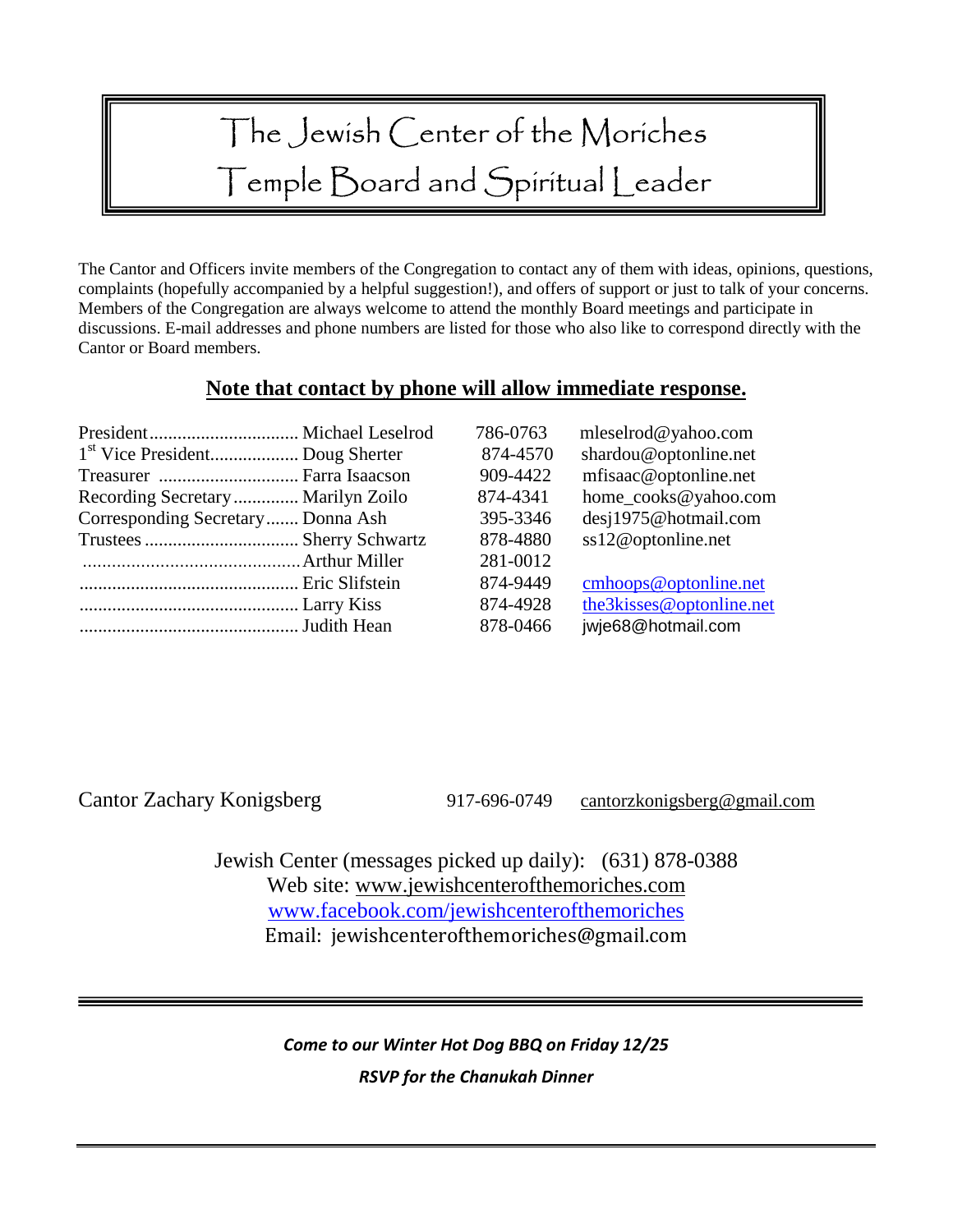# The Jewish Center of the Moriches
# Temple Board and Spiritual Leader

The Cantor and Officers invite members of the Congregation to contact any of them with ideas, opinions, questions, complaints (hopefully accompanied by a helpful suggestion!), and offers of support or just to talk of your concerns. Members of the Congregation are always welcome to attend the monthly Board meetings and participate in discussions. E-mail addresses and phone numbers are listed for those who also like to correspond directly with the Cantor or Board members.

**Note that contact by phone will allow immediate response.**

| Position | Name | Phone | Email |
|---|---|---|---|
| President | Michael Leselrod | 786-0763 | mleselrod@yahoo.com |
| 1st Vice President | Doug Sherter | 874-4570 | shardou@optonline.net |
| Treasurer | Farra Isaacson | 909-4422 | mfisaac@optonline.net |
| Recording Secretary | Marilyn Zoilo | 874-4341 | home_cooks@yahoo.com |
| Corresponding Secretary | Donna Ash | 395-3346 | desj1975@hotmail.com |
| Trustees | Sherry Schwartz | 878-4880 | ss12@optonline.net |
| | Arthur Miller | 281-0012 | |
| | Eric Slifstein | 874-9449 | cmhoops@optonline.net |
| | Larry Kiss | 874-4928 | the3kisses@optonline.net |
| | Judith Hean | 878-0466 | jwje68@hotmail.com |

Cantor Zachary Konigsberg 917-696-0749 cantorzkonigsberg@gmail.com

Jewish Center (messages picked up daily): (631) 878-0388
Web site: www.jewishcenterofthemoriches.com
www.facebook.com/jewishcenterofthemoriches
Email: jewishcenterofthemoriches@gmail.com

***Come to our Winter Hot Dog BBQ on Friday 12/25***

***RSVP for the Chanukah Dinner***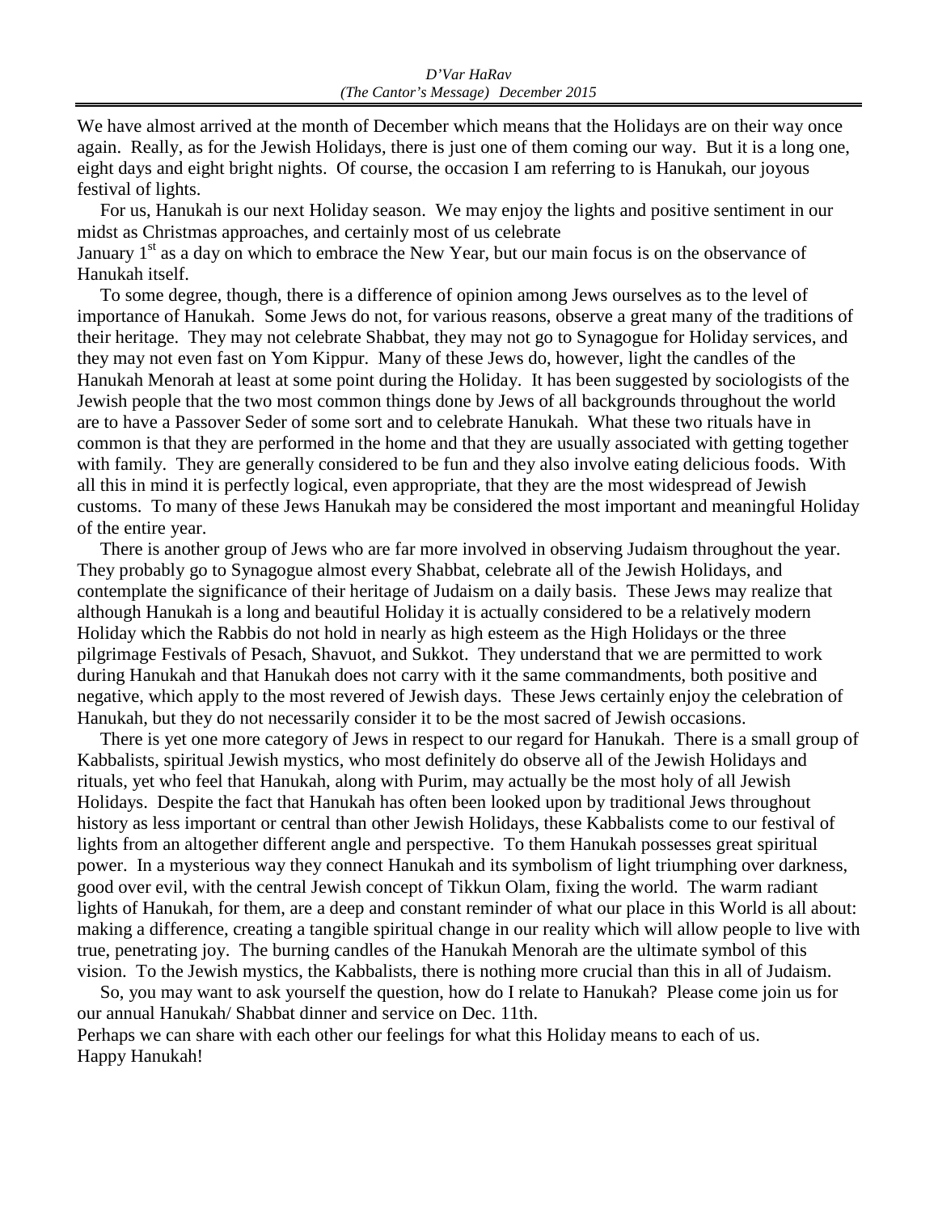*D'Var HaRav*
*(The Cantor's Message) December 2015*

We have almost arrived at the month of December which means that the Holidays are on their way once again. Really, as for the Jewish Holidays, there is just one of them coming our way. But it is a long one, eight days and eight bright nights. Of course, the occasion I am referring to is Hanukah, our joyous festival of lights.

For us, Hanukah is our next Holiday season. We may enjoy the lights and positive sentiment in our midst as Christmas approaches, and certainly most of us celebrate January 1st as a day on which to embrace the New Year, but our main focus is on the observance of Hanukah itself.

To some degree, though, there is a difference of opinion among Jews ourselves as to the level of importance of Hanukah. Some Jews do not, for various reasons, observe a great many of the traditions of their heritage. They may not celebrate Shabbat, they may not go to Synagogue for Holiday services, and they may not even fast on Yom Kippur. Many of these Jews do, however, light the candles of the Hanukah Menorah at least at some point during the Holiday. It has been suggested by sociologists of the Jewish people that the two most common things done by Jews of all backgrounds throughout the world are to have a Passover Seder of some sort and to celebrate Hanukah. What these two rituals have in common is that they are performed in the home and that they are usually associated with getting together with family. They are generally considered to be fun and they also involve eating delicious foods. With all this in mind it is perfectly logical, even appropriate, that they are the most widespread of Jewish customs. To many of these Jews Hanukah may be considered the most important and meaningful Holiday of the entire year.

There is another group of Jews who are far more involved in observing Judaism throughout the year. They probably go to Synagogue almost every Shabbat, celebrate all of the Jewish Holidays, and contemplate the significance of their heritage of Judaism on a daily basis. These Jews may realize that although Hanukah is a long and beautiful Holiday it is actually considered to be a relatively modern Holiday which the Rabbis do not hold in nearly as high esteem as the High Holidays or the three pilgrimage Festivals of Pesach, Shavuot, and Sukkot. They understand that we are permitted to work during Hanukah and that Hanukah does not carry with it the same commandments, both positive and negative, which apply to the most revered of Jewish days. These Jews certainly enjoy the celebration of Hanukah, but they do not necessarily consider it to be the most sacred of Jewish occasions.

There is yet one more category of Jews in respect to our regard for Hanukah. There is a small group of Kabbalists, spiritual Jewish mystics, who most definitely do observe all of the Jewish Holidays and rituals, yet who feel that Hanukah, along with Purim, may actually be the most holy of all Jewish Holidays. Despite the fact that Hanukah has often been looked upon by traditional Jews throughout history as less important or central than other Jewish Holidays, these Kabbalists come to our festival of lights from an altogether different angle and perspective. To them Hanukah possesses great spiritual power. In a mysterious way they connect Hanukah and its symbolism of light triumphing over darkness, good over evil, with the central Jewish concept of Tikkun Olam, fixing the world. The warm radiant lights of Hanukah, for them, are a deep and constant reminder of what our place in this World is all about: making a difference, creating a tangible spiritual change in our reality which will allow people to live with true, penetrating joy. The burning candles of the Hanukah Menorah are the ultimate symbol of this vision. To the Jewish mystics, the Kabbalists, there is nothing more crucial than this in all of Judaism.

So, you may want to ask yourself the question, how do I relate to Hanukah? Please come join us for our annual Hanukah/ Shabbat dinner and service on Dec. 11th.

Perhaps we can share with each other our feelings for what this Holiday means to each of us.

Happy Hanukah!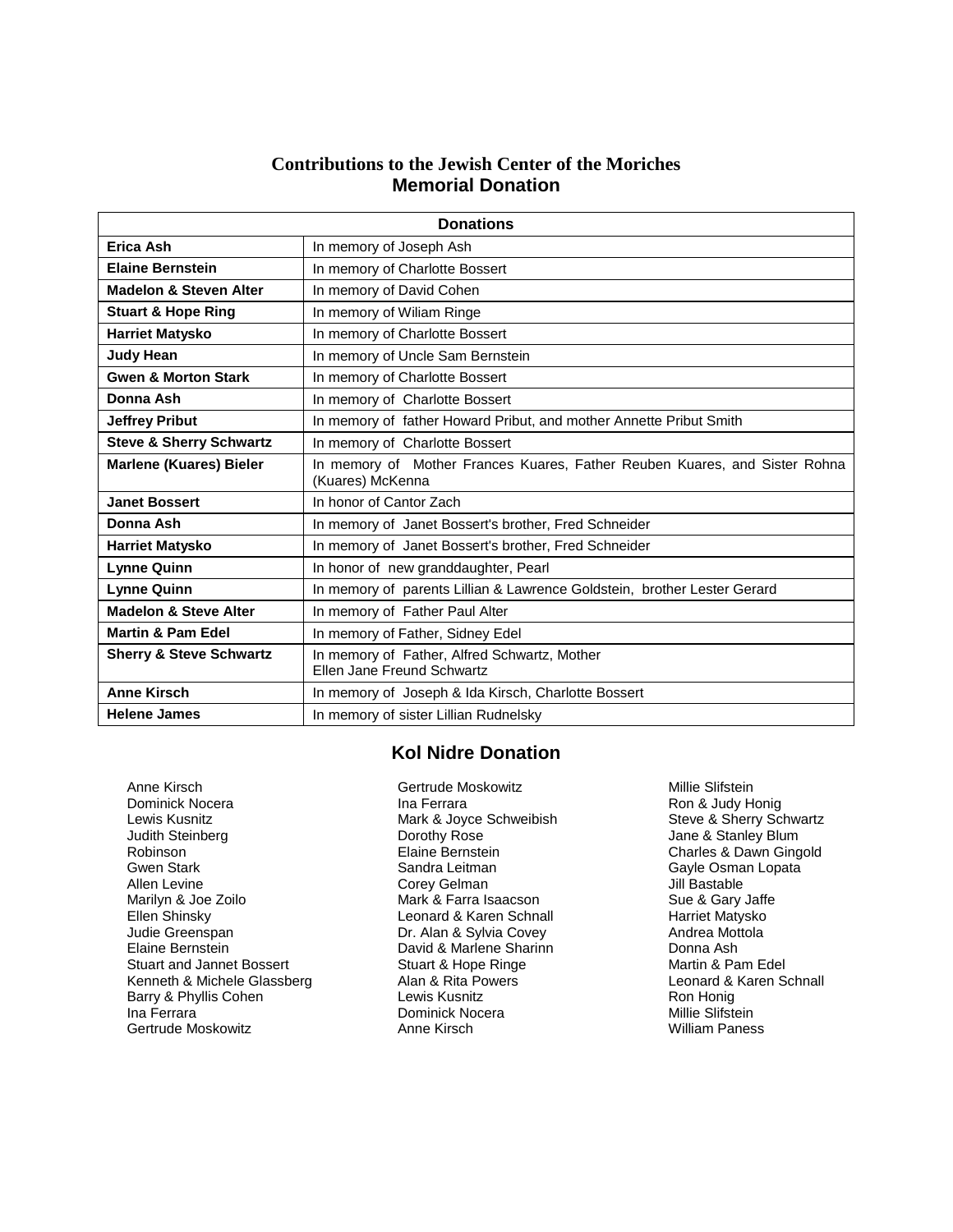# Contributions to the Jewish Center of the Moriches

## Memorial Donation

| Donations | |
|---|---|
| **Erica Ash** | In memory of Joseph Ash |
| **Elaine Bernstein** | In memory of Charlotte Bossert |
| **Madelon & Steven Alter** | In memory of David Cohen |
| **Stuart & Hope Ring** | In memory of Wiliam Ringe |
| **Harriet Matysko** | In memory of Charlotte Bossert |
| **Judy Hean** | In memory of Uncle Sam Bernstein |
| **Gwen & Morton Stark** | In memory of Charlotte Bossert |
| **Donna Ash** | In memory of Charlotte Bossert |
| **Jeffrey Pribut** | In memory of father Howard Pribut, and mother Annette Pribut Smith |
| **Steve & Sherry Schwartz** | In memory of Charlotte Bossert |
| **Marlene (Kuares) Bieler** | In memory of Mother Frances Kuares, Father Reuben Kuares, and Sister Rohna (Kuares) McKenna |
| **Janet Bossert** | In honor of Cantor Zach |
| **Donna Ash** | In memory of Janet Bossert's brother, Fred Schneider |
| **Harriet Matysko** | In memory of Janet Bossert's brother, Fred Schneider |
| **Lynne Quinn** | In honor of new granddaughter, Pearl |
| **Lynne Quinn** | In memory of parents Lillian & Lawrence Goldstein, brother Lester Gerard |
| **Madelon & Steve Alter** | In memory of Father Paul Alter |
| **Martin & Pam Edel** | In memory of Father, Sidney Edel |
| **Sherry & Steve Schwartz** | In memory of Father, Alfred Schwartz, Mother Ellen Jane Freund Schwartz |
| **Anne Kirsch** | In memory of Joseph & Ida Kirsch, Charlotte Bossert |
| **Helene James** | In memory of sister Lillian Rudnelsky |

## Kol Nidre Donation

Anne Kirsch
Dominick Nocera
Lewis Kusnitz
Judith Steinberg
Robinson
Gwen Stark
Allen Levine
Marilyn & Joe Zoilo
Ellen Shinsky
Judie Greenspan
Elaine Bernstein
Stuart and Jannet Bossert
Kenneth & Michele Glassberg
Barry & Phyllis Cohen
Ina Ferrara
Gertrude Moskowitz

Gertrude Moskowitz
Ina Ferrara
Mark & Joyce Schweibish
Dorothy Rose
Elaine Bernstein
Sandra Leitman
Corey Gelman
Mark & Farra Isaacson
Leonard & Karen Schnall
Dr. Alan & Sylvia Covey
David & Marlene Sharinn
Stuart & Hope Ringe
Alan & Rita Powers
Lewis Kusnitz
Dominick Nocera
Anne Kirsch

Millie Slifstein
Ron & Judy Honig
Steve & Sherry Schwartz
Jane & Stanley Blum
Charles & Dawn Gingold
Gayle Osman Lopata
Jill Bastable
Sue & Gary Jaffe
Harriet Matysko
Andrea Mottola
Donna Ash
Martin & Pam Edel
Leonard & Karen Schnall
Ron Honig
Millie Slifstein
William Paness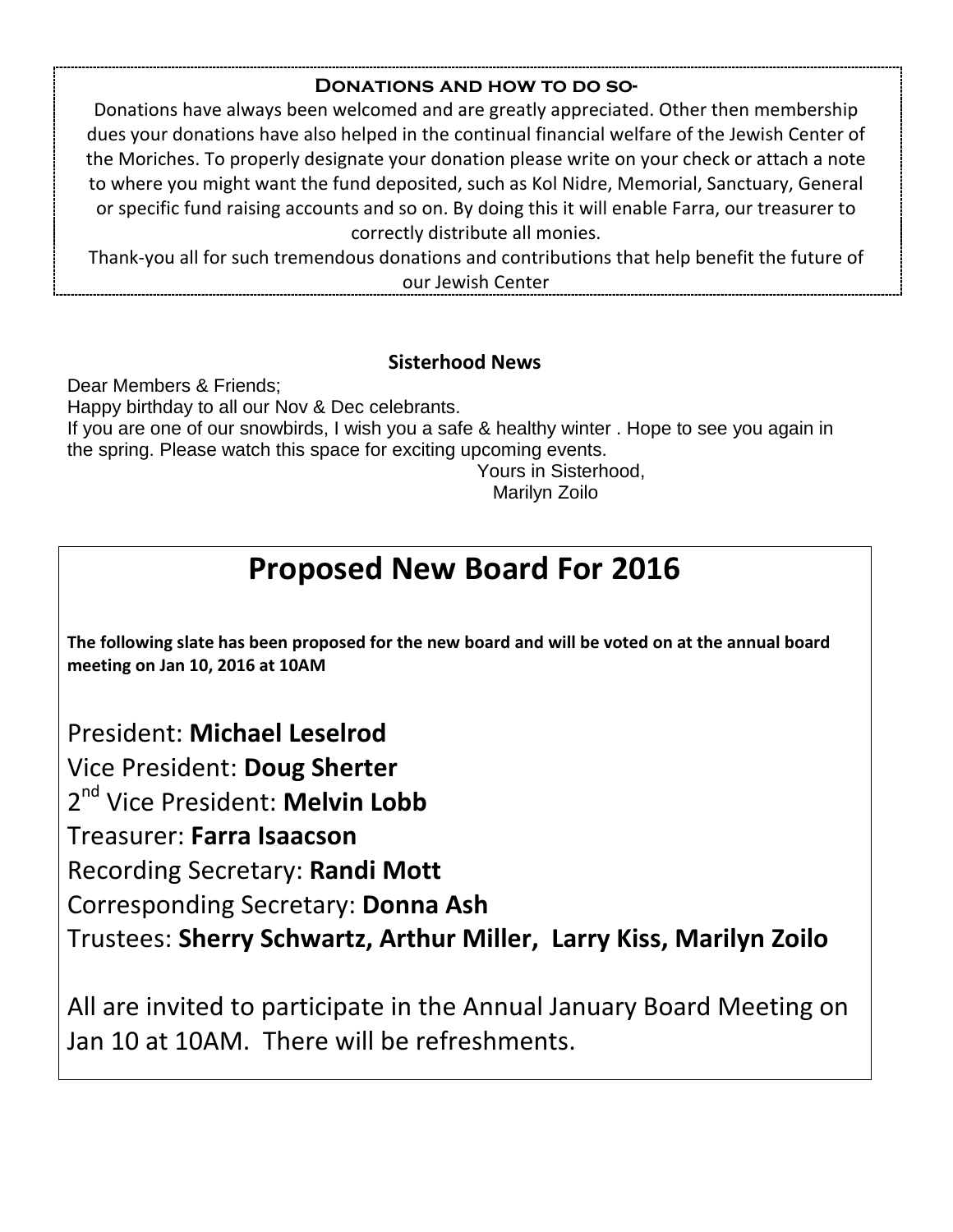## Donations and how to do so-

Donations have always been welcomed and are greatly appreciated. Other then membership dues your donations have also helped in the continual financial welfare of the Jewish Center of the Moriches. To properly designate your donation please write on your check or attach a note to where you might want the fund deposited, such as Kol Nidre, Memorial, Sanctuary, General or specific fund raising accounts and so on. By doing this it will enable Farra, our treasurer to correctly distribute all monies.

Thank-you all for such tremendous donations and contributions that help benefit the future of our Jewish Center

## Sisterhood News

Dear Members & Friends;

Happy birthday to all our Nov & Dec celebrants.

If you are one of our snowbirds, I wish you a safe & healthy winter . Hope to see you again in the spring. Please watch this space for exciting upcoming events.

Yours in Sisterhood,
Marilyn Zoilo

# Proposed New Board For 2016

**The following slate has been proposed for the new board and will be voted on at the annual board meeting on Jan 10, 2016 at 10AM**

President: **Michael Leselrod**

Vice President: **Doug Sherter**

2nd Vice President: **Melvin Lobb**

Treasurer: **Farra Isaacson**

Recording Secretary: **Randi Mott**

Corresponding Secretary: **Donna Ash**

Trustees: **Sherry Schwartz, Arthur Miller, Larry Kiss, Marilyn Zoilo**

All are invited to participate in the Annual January Board Meeting on Jan 10 at 10AM. There will be refreshments.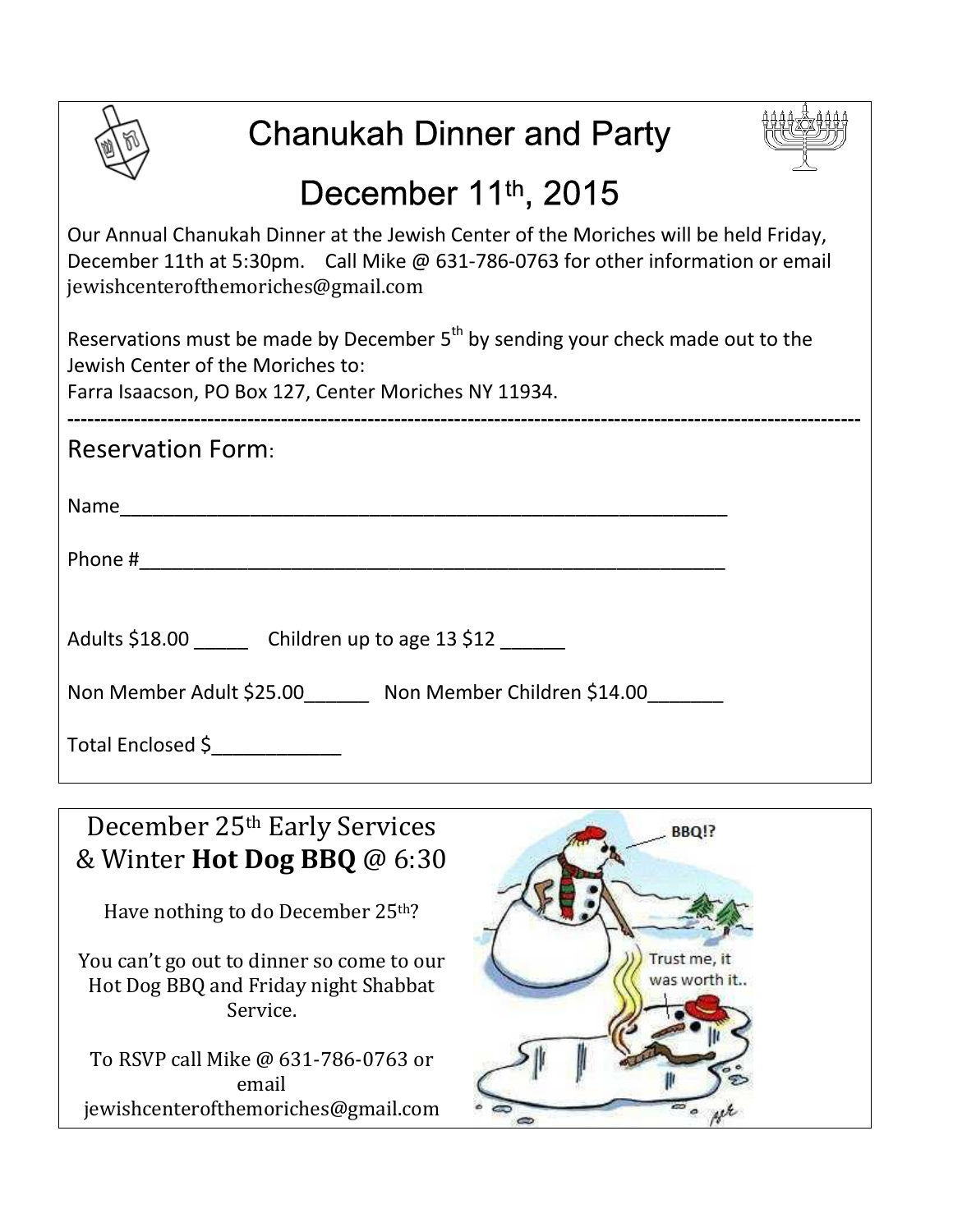# Chanukah Dinner and Party

## December 11th, 2015

Our Annual Chanukah Dinner at the Jewish Center of the Moriches will be held Friday, December 11th at 5:30pm. Call Mike @ 631-786-0763 for other information or email jewishcenterofthemoriches@gmail.com

Reservations must be made by December 5th by sending your check made out to the Jewish Center of the Moriches to:
Farra Isaacson, PO Box 127, Center Moriches NY 11934.

-----------------------------------------------------------------------------------------------------------

## Reservation Form:

Name_____________________________________________________________

Phone #___________________________________________________________

Adults $18.00 _____ Children up to age 13 $12 ______

Non Member Adult $25.00______ Non Member Children $14.00_______

Total Enclosed $____________

## December 25th Early Services & Winter **Hot Dog BBQ** @ 6:30

Have nothing to do December 25th?

You can't go out to dinner so come to our Hot Dog BBQ and Friday night Shabbat Service.

To RSVP call Mike @ 631-786-0763 or email jewishcenterofthemoriches@gmail.com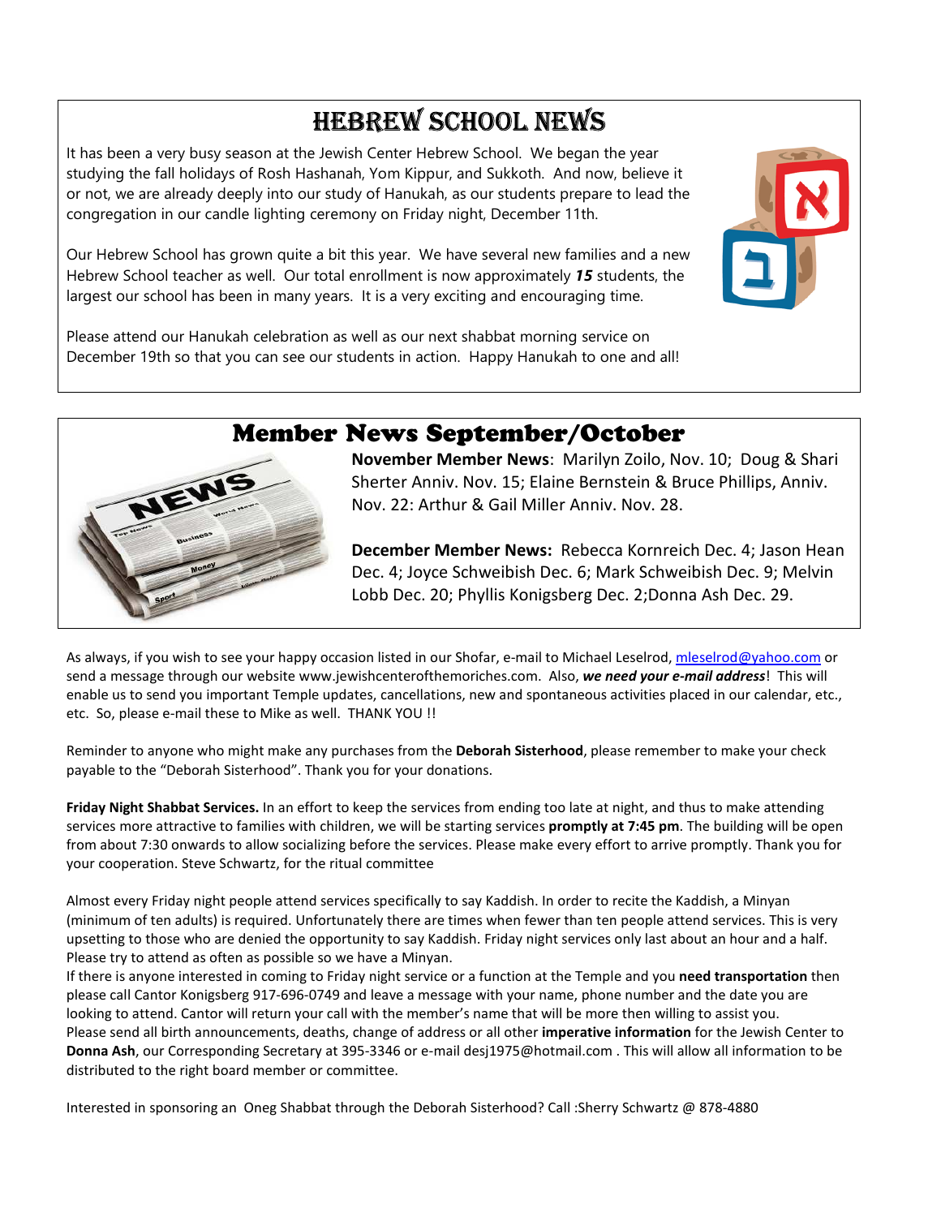# HEBREW SCHOOL NEWS

It has been a very busy season at the Jewish Center Hebrew School. We began the year studying the fall holidays of Rosh Hashanah, Yom Kippur, and Sukkoth. And now, believe it or not, we are already deeply into our study of Hanukah, as our students prepare to lead the congregation in our candle lighting ceremony on Friday night, December 11th.

Our Hebrew School has grown quite a bit this year. We have several new families and a new Hebrew School teacher as well. Our total enrollment is now approximately ***15*** students, the largest our school has been in many years. It is a very exciting and encouraging time.

Please attend our Hanukah celebration as well as our next shabbat morning service on December 19th so that you can see our students in action. Happy Hanukah to one and all!

# Member News September/October

**November Member News**: Marilyn Zoilo, Nov. 10; Doug & Shari Sherter Anniv. Nov. 15; Elaine Bernstein & Bruce Phillips, Anniv. Nov. 22: Arthur & Gail Miller Anniv. Nov. 28.

**December Member News:** Rebecca Kornreich Dec. 4; Jason Hean Dec. 4; Joyce Schweibish Dec. 6; Mark Schweibish Dec. 9; Melvin Lobb Dec. 20; Phyllis Konigsberg Dec. 2;Donna Ash Dec. 29.

As always, if you wish to see your happy occasion listed in our Shofar, e-mail to Michael Leselrod, mleselrod@yahoo.com or send a message through our website www.jewishcenterofthemoriches.com. Also, ***we need your e-mail address***! This will enable us to send you important Temple updates, cancellations, new and spontaneous activities placed in our calendar, etc., etc. So, please e-mail these to Mike as well. THANK YOU !!

Reminder to anyone who might make any purchases from the **Deborah Sisterhood**, please remember to make your check payable to the "Deborah Sisterhood". Thank you for your donations.

**Friday Night Shabbat Services.** In an effort to keep the services from ending too late at night, and thus to make attending services more attractive to families with children, we will be starting services **promptly at 7:45 pm**. The building will be open from about 7:30 onwards to allow socializing before the services. Please make every effort to arrive promptly. Thank you for your cooperation. Steve Schwartz, for the ritual committee

Almost every Friday night people attend services specifically to say Kaddish. In order to recite the Kaddish, a Minyan (minimum of ten adults) is required. Unfortunately there are times when fewer than ten people attend services. This is very upsetting to those who are denied the opportunity to say Kaddish. Friday night services only last about an hour and a half. Please try to attend as often as possible so we have a Minyan.

If there is anyone interested in coming to Friday night service or a function at the Temple and you **need transportation** then please call Cantor Konigsberg 917-696-0749 and leave a message with your name, phone number and the date you are looking to attend. Cantor will return your call with the member's name that will be more then willing to assist you.

Please send all birth announcements, deaths, change of address or all other **imperative information** for the Jewish Center to **Donna Ash**, our Corresponding Secretary at 395-3346 or e-mail desj1975@hotmail.com . This will allow all information to be distributed to the right board member or committee.

Interested in sponsoring an Oneg Shabbat through the Deborah Sisterhood? Call :Sherry Schwartz @ 878-4880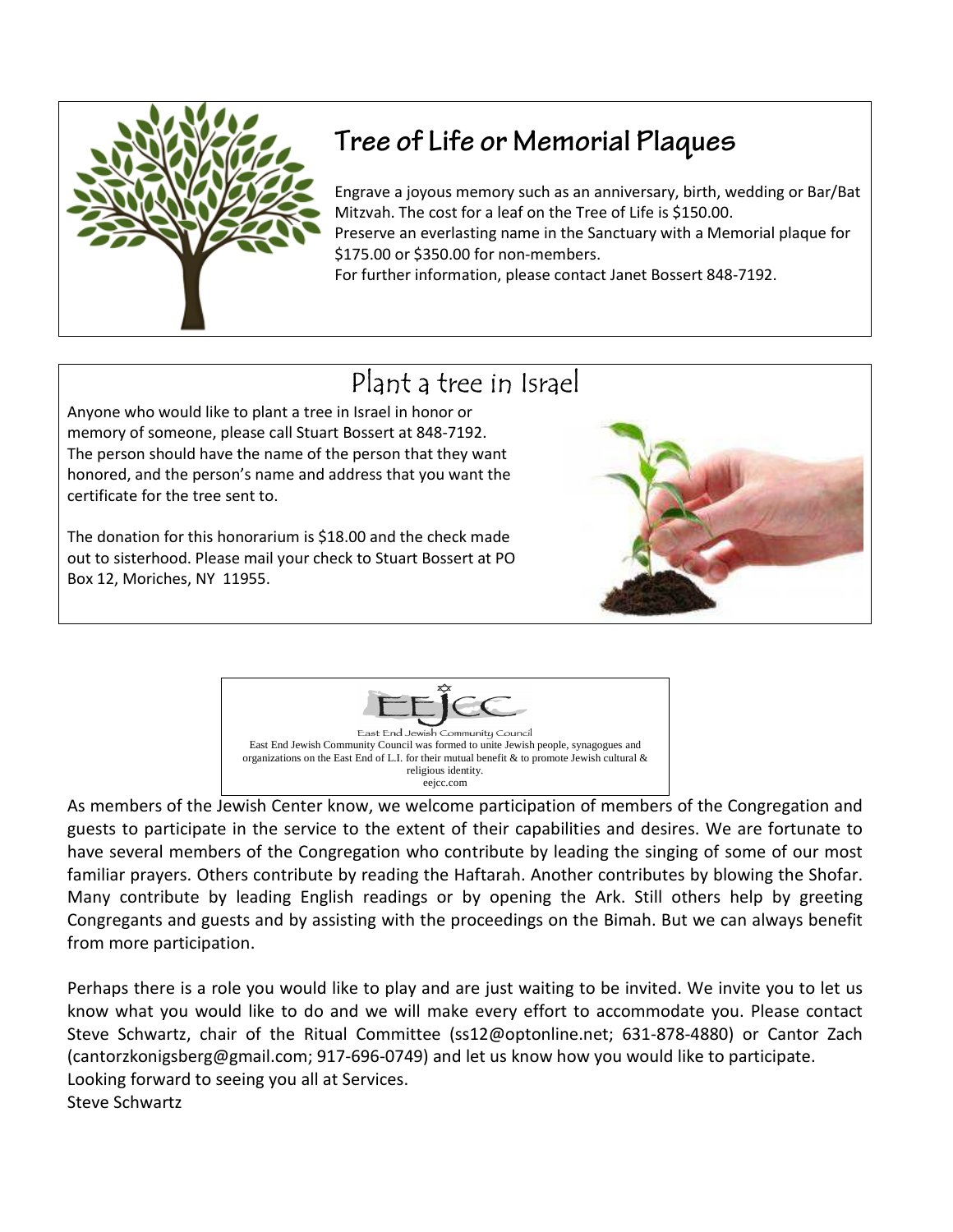## Tree of Life or Memorial Plaques

Engrave a joyous memory such as an anniversary, birth, wedding or Bar/Bat Mitzvah. The cost for a leaf on the Tree of Life is $150.00.
Preserve an everlasting name in the Sanctuary with a Memorial plaque for $175.00 or $350.00 for non-members.
For further information, please contact Janet Bossert 848-7192.

## Plant a tree in Israel

Anyone who would like to plant a tree in Israel in honor or memory of someone, please call Stuart Bossert at 848-7192. The person should have the name of the person that they want honored, and the person's name and address that you want the certificate for the tree sent to.

The donation for this honorarium is $18.00 and the check made out to sisterhood. Please mail your check to Stuart Bossert at PO Box 12, Moriches, NY 11955.

EEJCC

East End Jewish Community Council

East End Jewish Community Council was formed to unite Jewish people, synagogues and organizations on the East End of L.I. for their mutual benefit & to promote Jewish cultural & religious identity.
eejcc.com

As members of the Jewish Center know, we welcome participation of members of the Congregation and guests to participate in the service to the extent of their capabilities and desires. We are fortunate to have several members of the Congregation who contribute by leading the singing of some of our most familiar prayers. Others contribute by reading the Haftarah. Another contributes by blowing the Shofar. Many contribute by leading English readings or by opening the Ark. Still others help by greeting Congregants and guests and by assisting with the proceedings on the Bimah. But we can always benefit from more participation.

Perhaps there is a role you would like to play and are just waiting to be invited. We invite you to let us know what you would like to do and we will make every effort to accommodate you. Please contact Steve Schwartz, chair of the Ritual Committee (ss12@optonline.net; 631-878-4880) or Cantor Zach (cantorzkonigsberg@gmail.com; 917-696-0749) and let us know how you would like to participate.
Looking forward to seeing you all at Services.
Steve Schwartz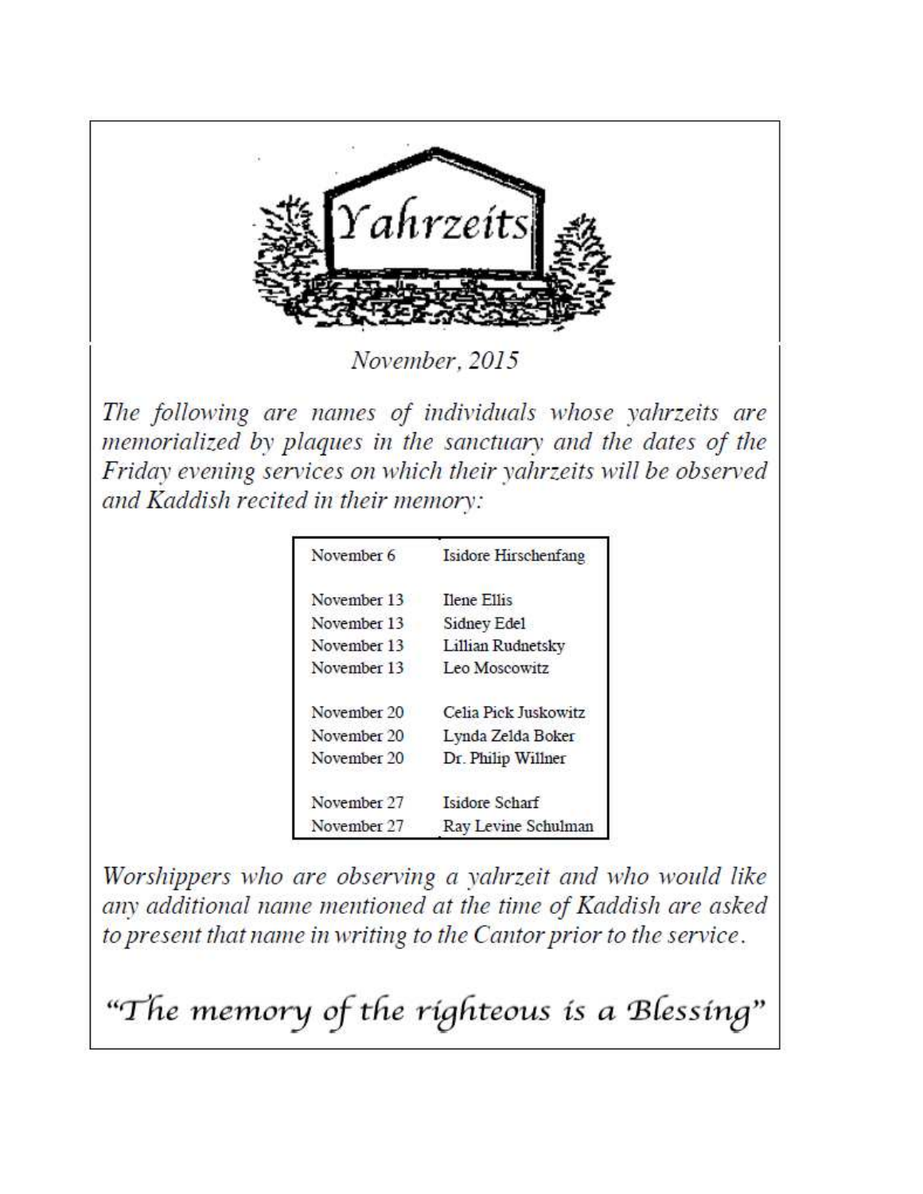# Yahrzeits

*November, 2015*

*The following are names of individuals whose yahrzeits are memorialized by plaques in the sanctuary and the dates of the Friday evening services on which their yahrzeits will be observed and Kaddish recited in their memory:*

| Date | Name |
|---|---|
| November 6 | Isidore Hirschenfang |
| November 13 | Ilene Ellis |
| November 13 | Sidney Edel |
| November 13 | Lillian Rudnetsky |
| November 13 | Leo Moscowitz |
| November 20 | Celia Pick Juskowitz |
| November 20 | Lynda Zelda Boker |
| November 20 | Dr. Philip Willner |
| November 27 | Isidore Scharf |
| November 27 | Ray Levine Schulman |

*Worshippers who are observing a yahrzeit and who would like any additional name mentioned at the time of Kaddish are asked to present that name in writing to the Cantor prior to the service.*

"The memory of the righteous is a Blessing"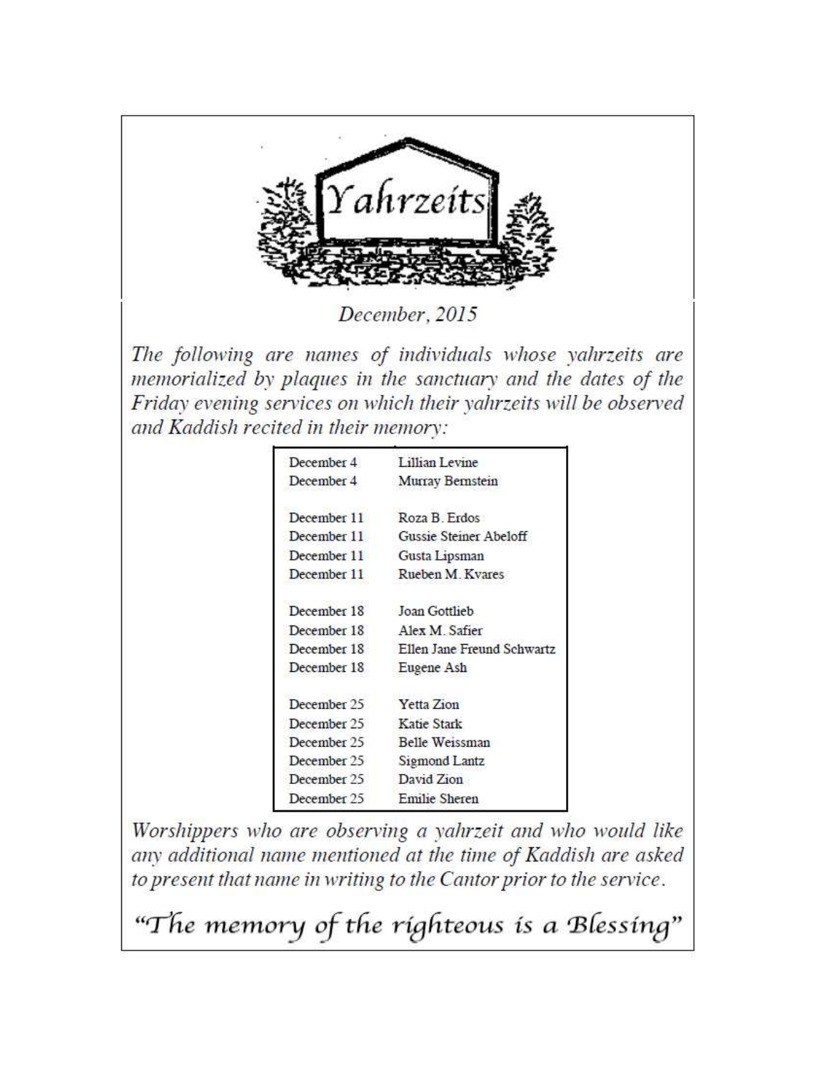# Yahrzeits

*December, 2015*

*The following are names of individuals whose yahrzeits are memorialized by plaques in the sanctuary and the dates of the Friday evening services on which their yahrzeits will be observed and Kaddish recited in their memory:*

| Date | Name |
|---|---|
| December 4 | Lillian Levine |
| December 4 | Murray Bernstein |
| December 11 | Roza B. Erdos |
| December 11 | Gussie Steiner Abeloff |
| December 11 | Gusta Lipsman |
| December 11 | Rueben M. Kvares |
| December 18 | Joan Gottlieb |
| December 18 | Alex M. Safier |
| December 18 | Ellen Jane Freund Schwartz |
| December 18 | Eugene Ash |
| December 25 | Yetta Zion |
| December 25 | Katie Stark |
| December 25 | Belle Weissman |
| December 25 | Sigmond Lantz |
| December 25 | David Zion |
| December 25 | Emilie Sheren |

*Worshippers who are observing a yahrzeit and who would like any additional name mentioned at the time of Kaddish are asked to present that name in writing to the Cantor prior to the service.*

*"The memory of the righteous is a Blessing"*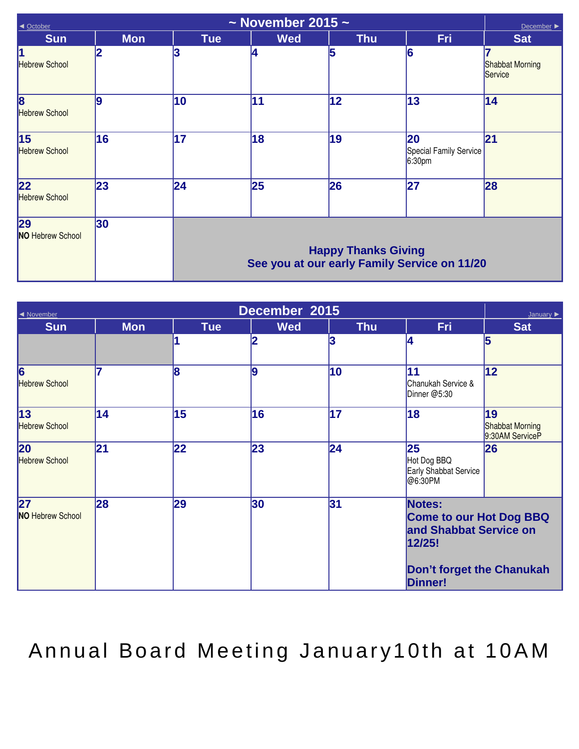## ~ November 2015 ~

◄ October | December ►

| Sun | Mon | Tue | Wed | Thu | Fri | Sat |
|---|---|---|---|---|---|---|
| **1** Hebrew School | **2** | **3** | **4** | **5** | **6** | **7** Shabbat Morning Service |
| **8** Hebrew School | **9** | **10** | **11** | **12** | **13** | **14** |
| **15** Hebrew School | **16** | **17** | **18** | **19** | **20** Special Family Service 6:30pm | **21** |
| **22** Hebrew School | **23** | **24** | **25** | **26** | **27** | **28** |
| **29** **NO** Hebrew School | **30** | **Happy Thanks Giving See you at our early Family Service on 11/20** | | | | |

## December 2015

◄ November | January ►

| Sun | Mon | Tue | Wed | Thu | Fri | Sat |
|---|---|---|---|---|---|---|
| | | **1** | **2** | **3** | **4** | **5** |
| **6** Hebrew School | **7** | **8** | **9** | **10** | **11** Chanukah Service & Dinner @5:30 | **12** |
| **13** Hebrew School | **14** | **15** | **16** | **17** | **18** | **19** Shabbat Morning 9:30AM ServiceP |
| **20** Hebrew School | **21** | **22** | **23** | **24** | **25** Hot Dog BBQ Early Shabbat Service @6:30PM | **26** |
| **27** **NO** Hebrew School | **28** | **29** | **30** | **31** | **Notes: Come to our Hot Dog BBQ and Shabbat Service on 12/25! Don't forget the Chanukah Dinner!** | |

Annual Board Meeting January10th at 10AM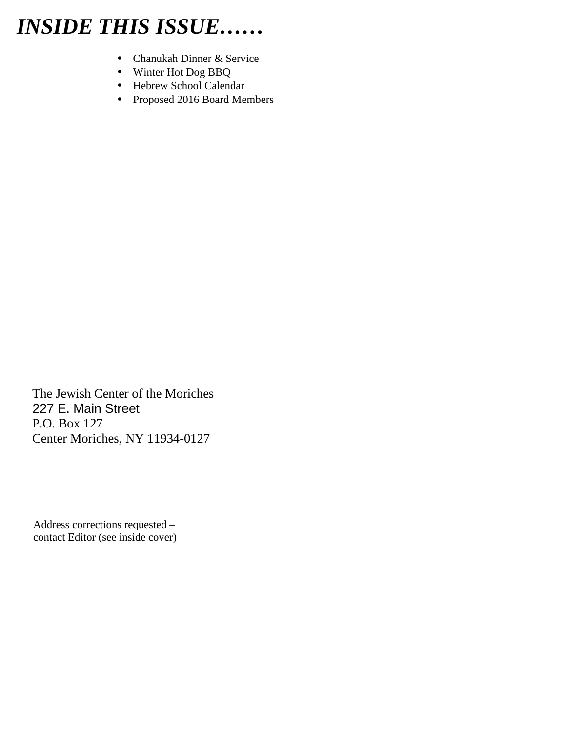# *INSIDE THIS ISSUE……*

- Chanukah Dinner & Service
- Winter Hot Dog BBQ
- Hebrew School Calendar
- Proposed 2016 Board Members

The Jewish Center of the Moriches
227 E. Main Street
P.O. Box 127
Center Moriches, NY 11934-0127

Address corrections requested –
contact Editor (see inside cover)